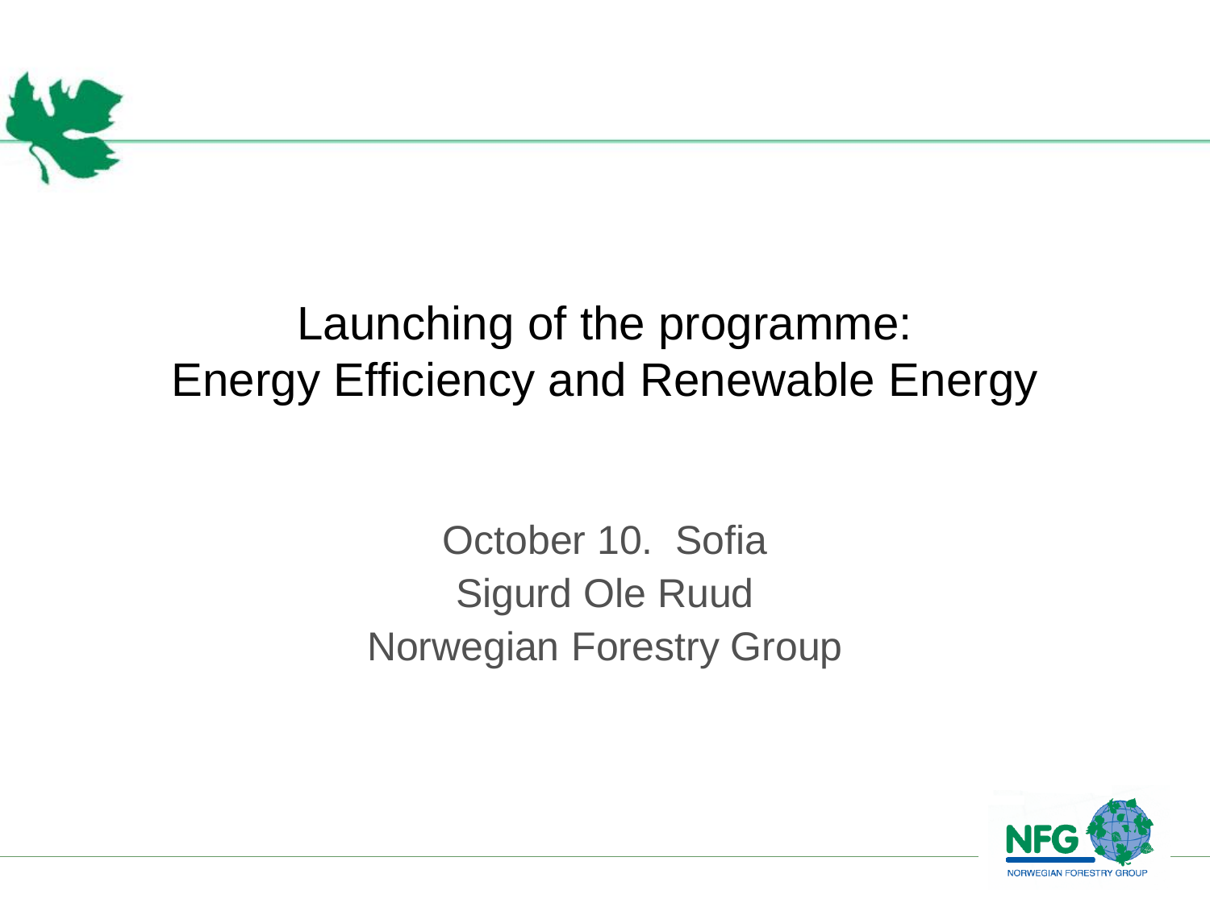# Launching of the programme: Energy Efficiency and Renewable Energy

October 10. Sofia

Sigurd Ole Ruud

Norwegian Forestry Group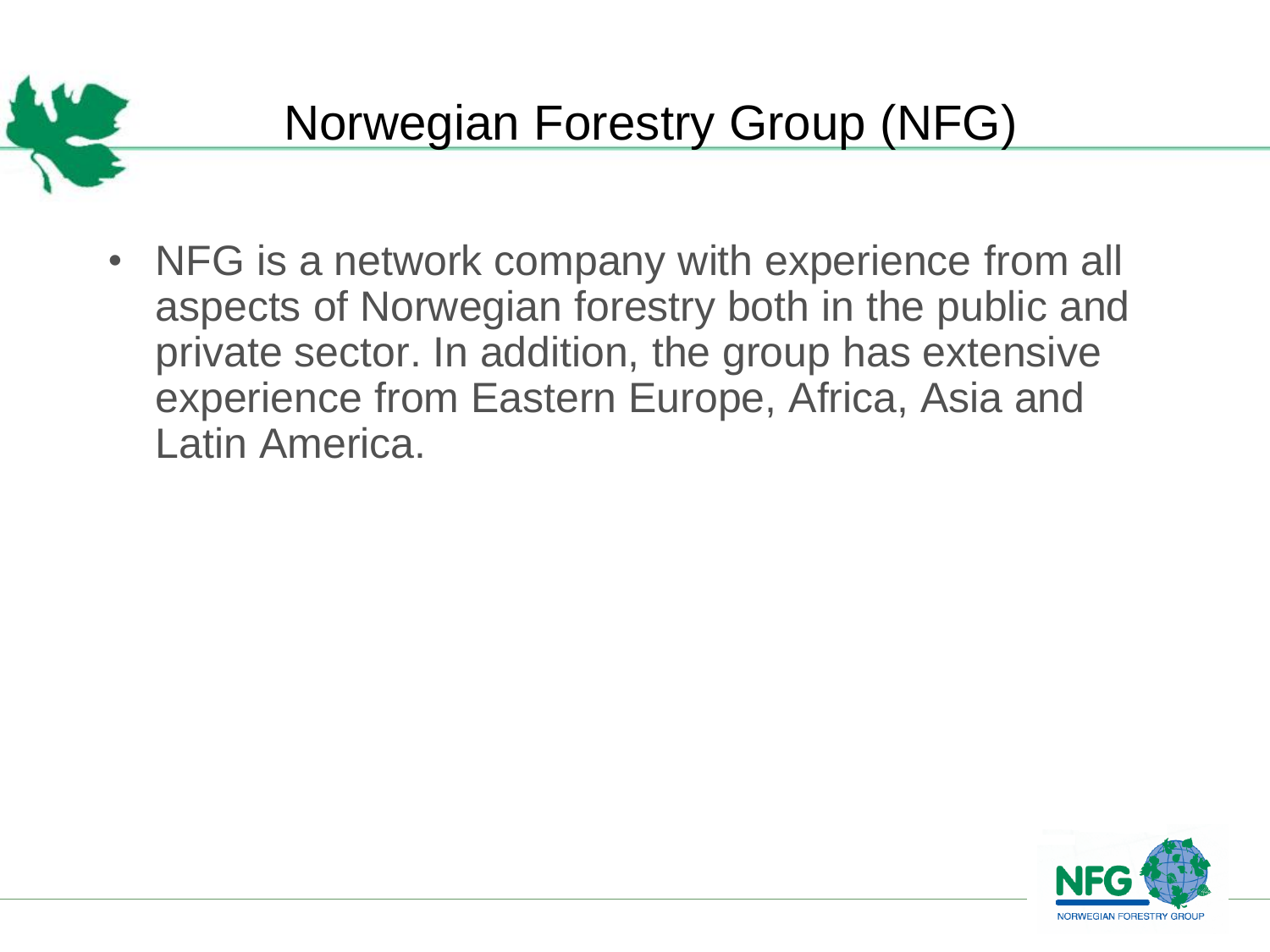# Norwegian Forestry Group (NFG)

- NFG is a network company with experience from all aspects of Norwegian forestry both in the public and private sector. In addition, the group has extensive experience from Eastern Europe, Africa, Asia and Latin America.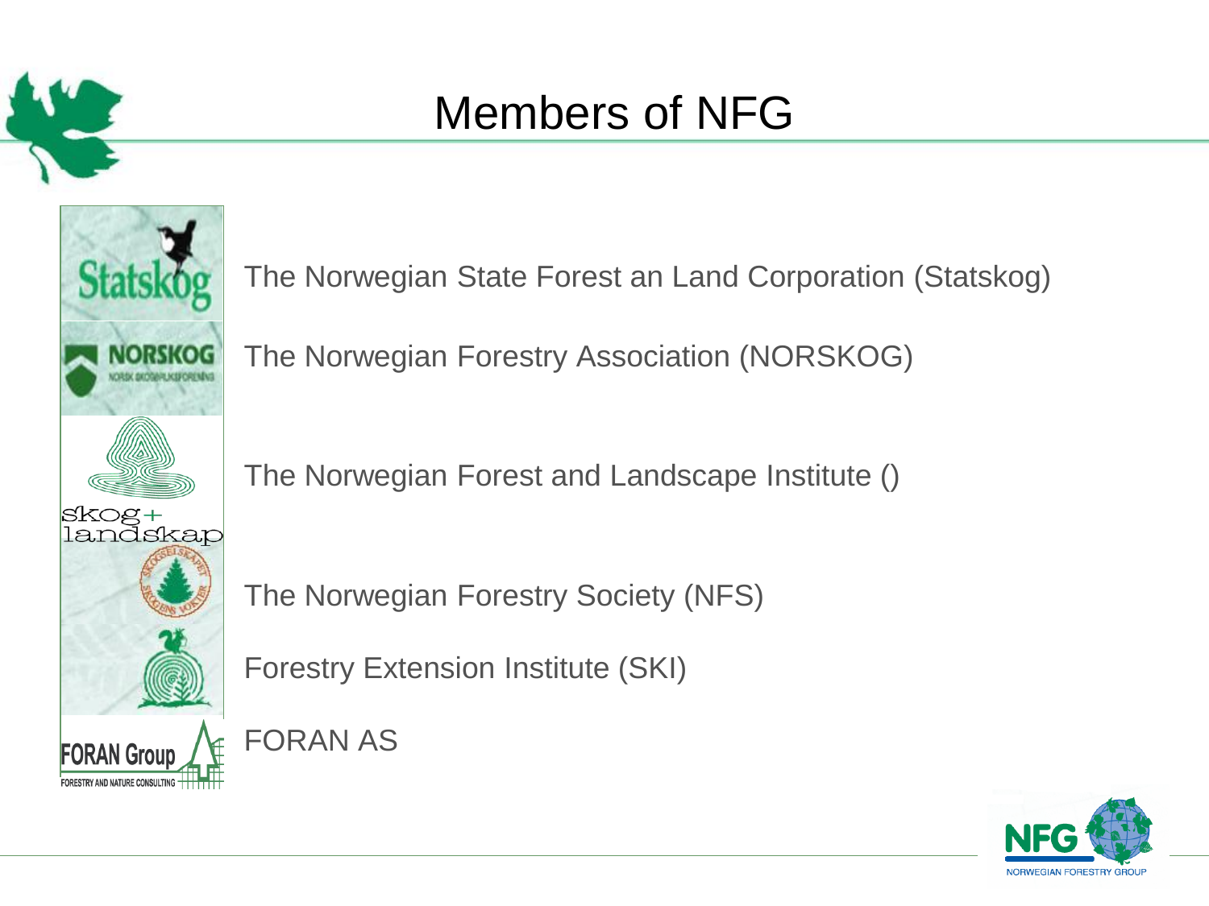# Members of NFG

The Norwegian State Forest an Land Corporation (Statskog)

The Norwegian Forestry Association (NORSKOG)

The Norwegian Forest and Landscape Institute ()

The Norwegian Forestry Society (NFS)

Forestry Extension Institute (SKI)

FORAN AS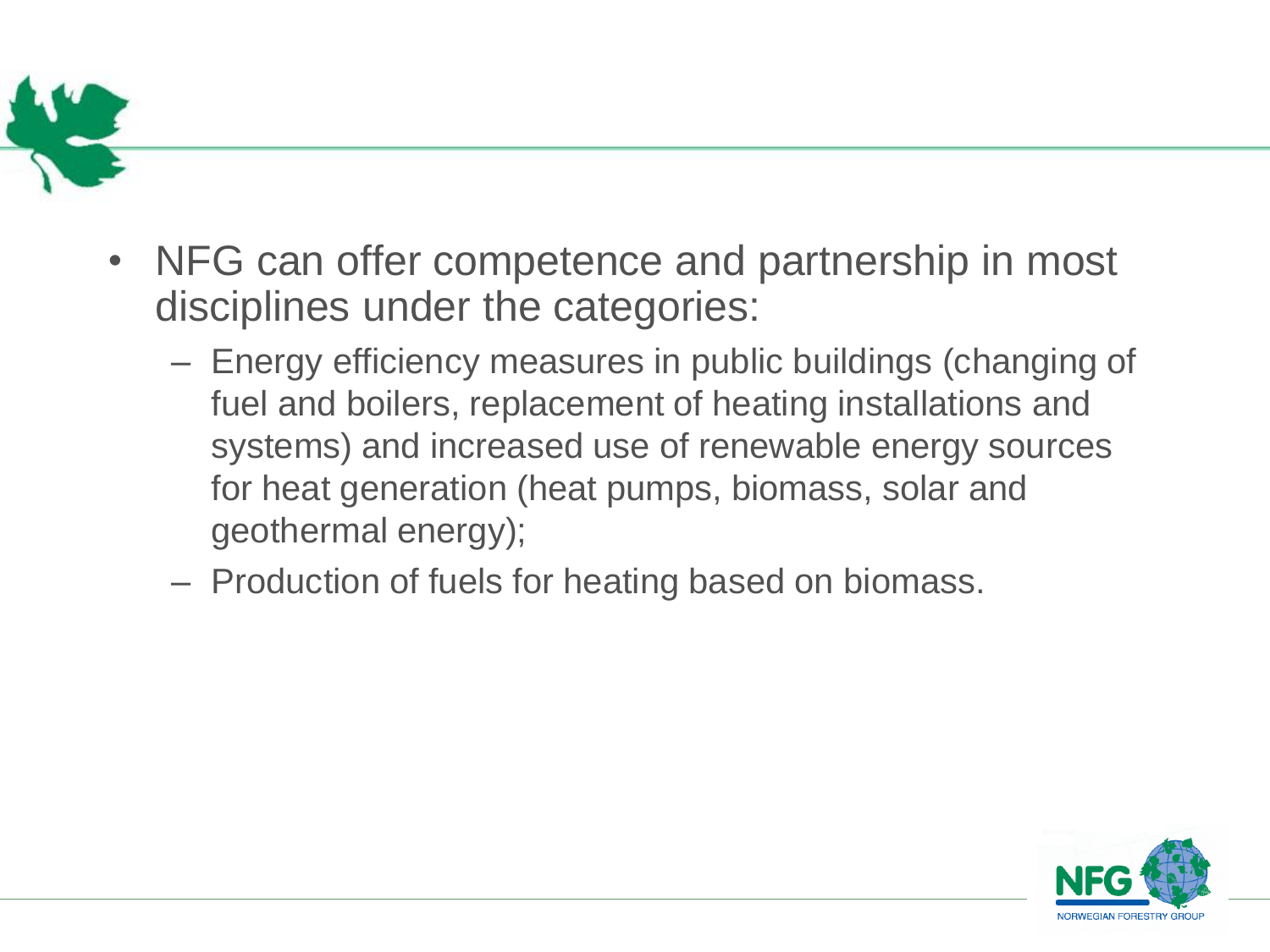- NFG can offer competence and partnership in most disciplines under the categories:
  - Energy efficiency measures in public buildings (changing of fuel and boilers, replacement of heating installations and systems) and increased use of renewable energy sources for heat generation (heat pumps, biomass, solar and geothermal energy);
  - Production of fuels for heating based on biomass.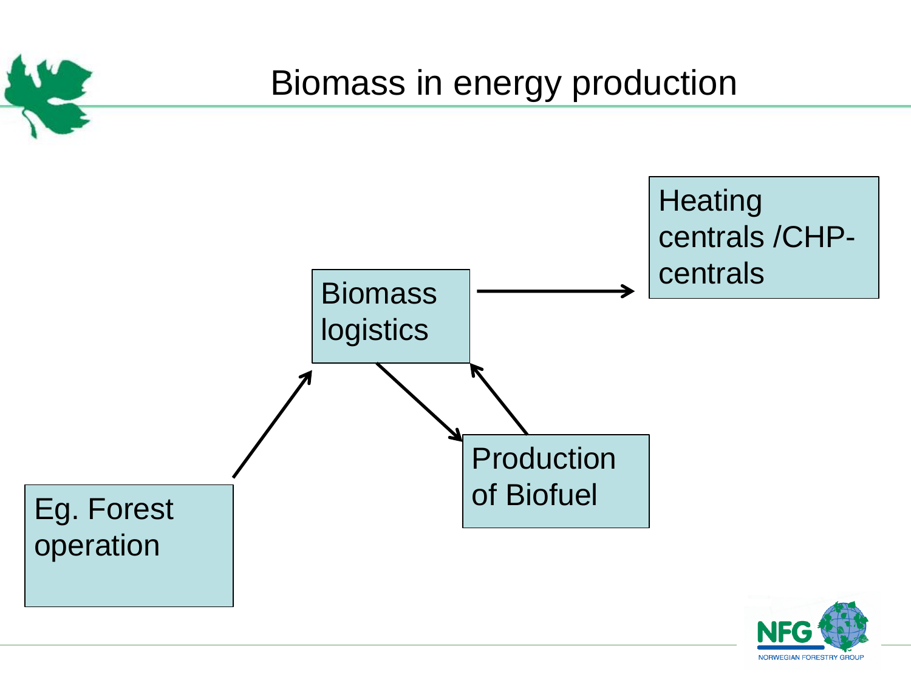# Biomass in energy production

Eg. Forest operation

Biomass logistics

Production of Biofuel

Heating centrals /CHP-centrals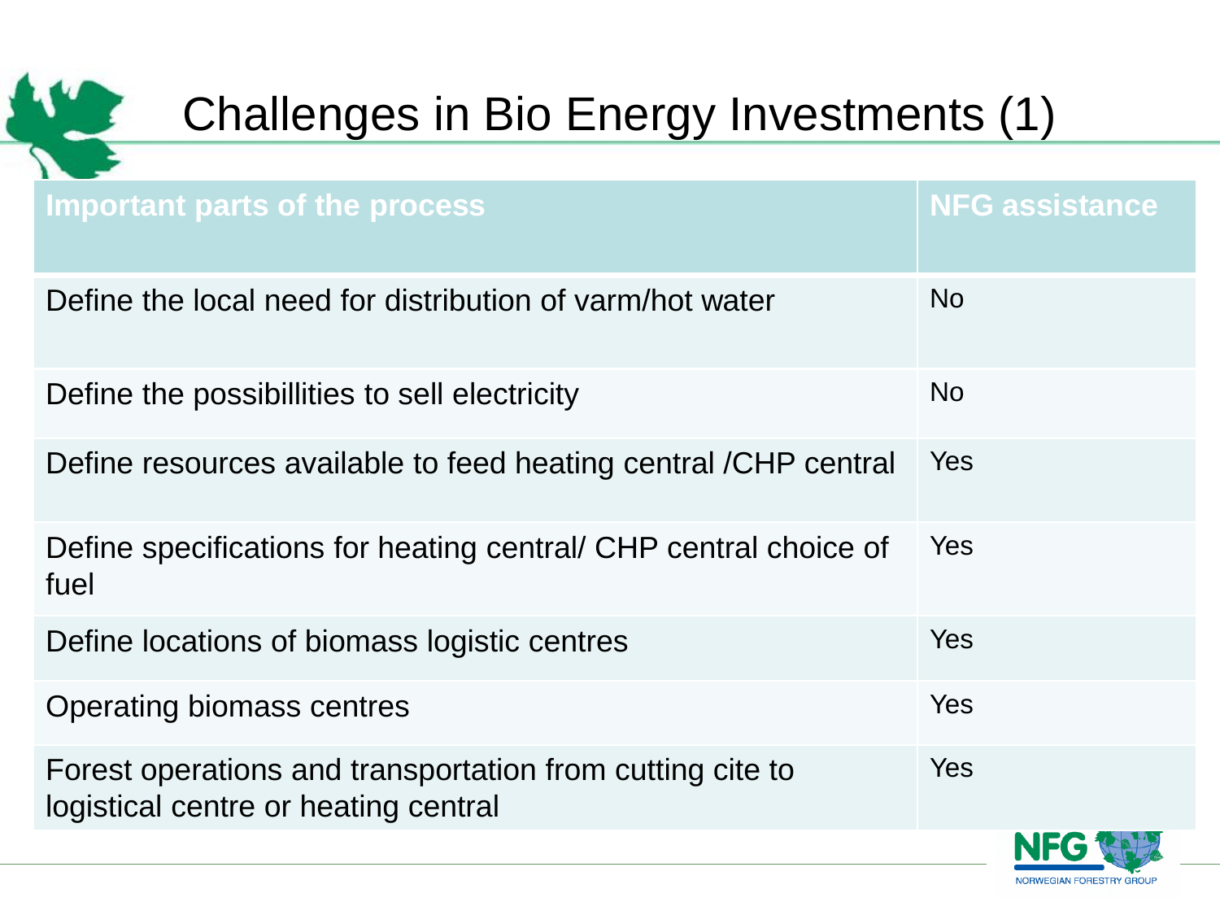# Challenges in Bio Energy Investments (1)

| Important parts of the process | NFG assistance |
|---|---|
| Define the local need for distribution of varm/hot water | No |
| Define the possibillities to sell electricity | No |
| Define resources available to feed heating central /CHP central | Yes |
| Define specifications for heating central/ CHP central choice of fuel | Yes |
| Define locations of biomass logistic centres | Yes |
| Operating biomass centres | Yes |
| Forest operations and transportation from cutting cite to logistical centre or heating central | Yes |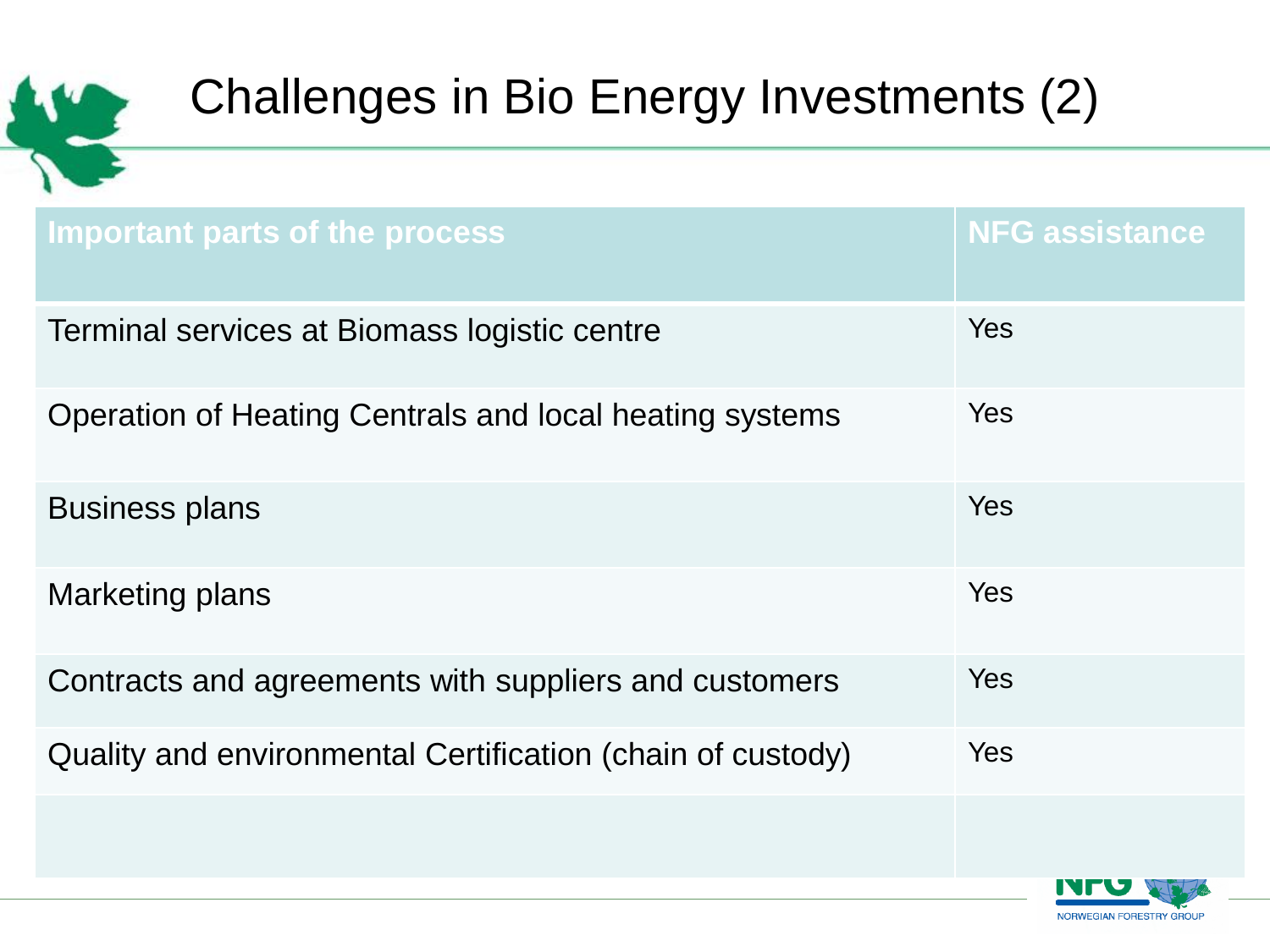# Challenges in Bio Energy Investments (2)

| Important parts of the process | NFG assistance |
| --- | --- |
| Terminal services at Biomass logistic centre | Yes |
| Operation of Heating Centrals and local heating systems | Yes |
| Business plans | Yes |
| Marketing plans | Yes |
| Contracts and agreements with suppliers and customers | Yes |
| Quality and environmental Certification (chain of custody) | Yes |
| | |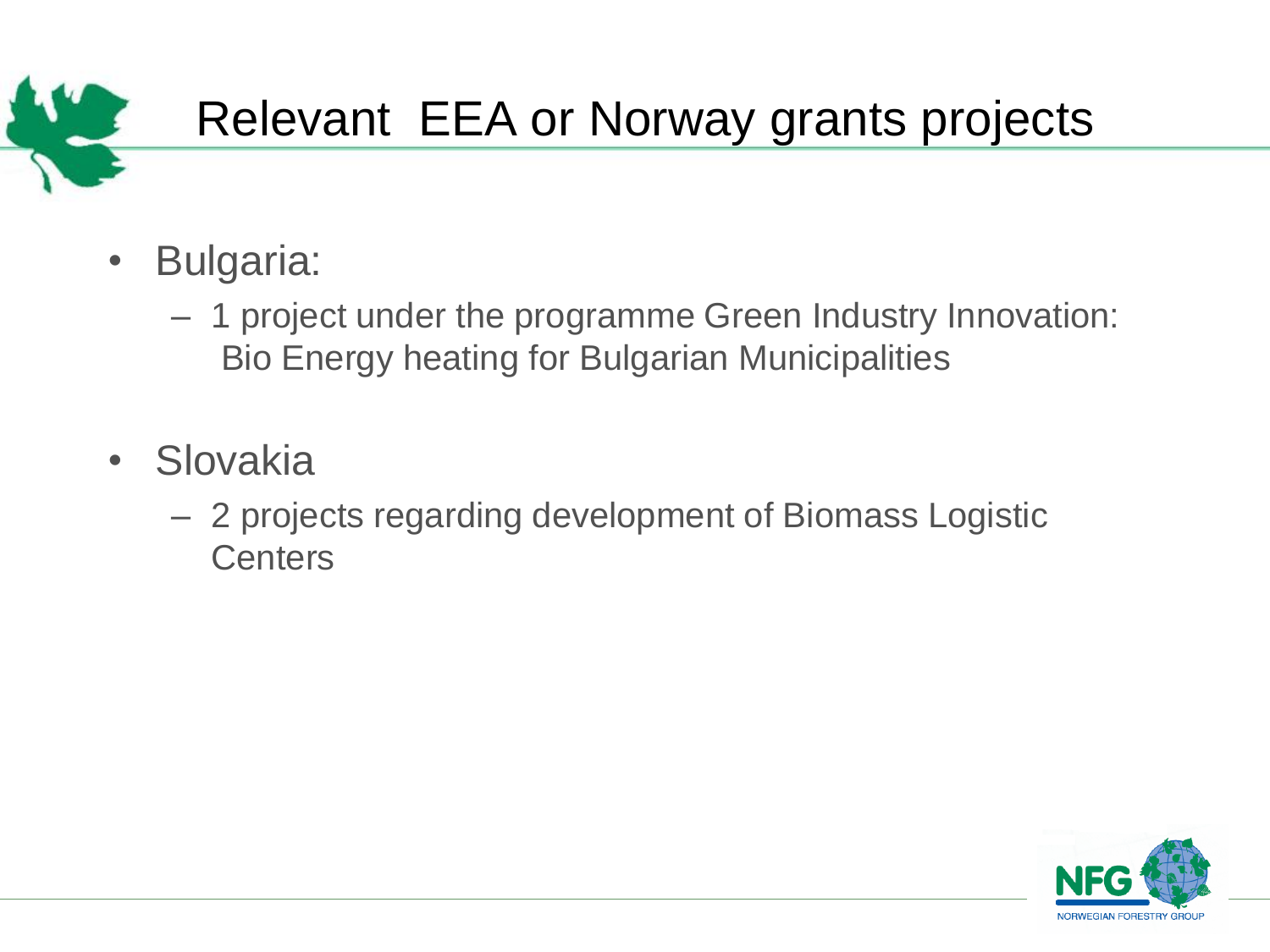# Relevant EEA or Norway grants projects

- Bulgaria:
  - 1 project under the programme Green Industry Innovation: Bio Energy heating for Bulgarian Municipalities
- Slovakia
  - 2 projects regarding development of Biomass Logistic Centers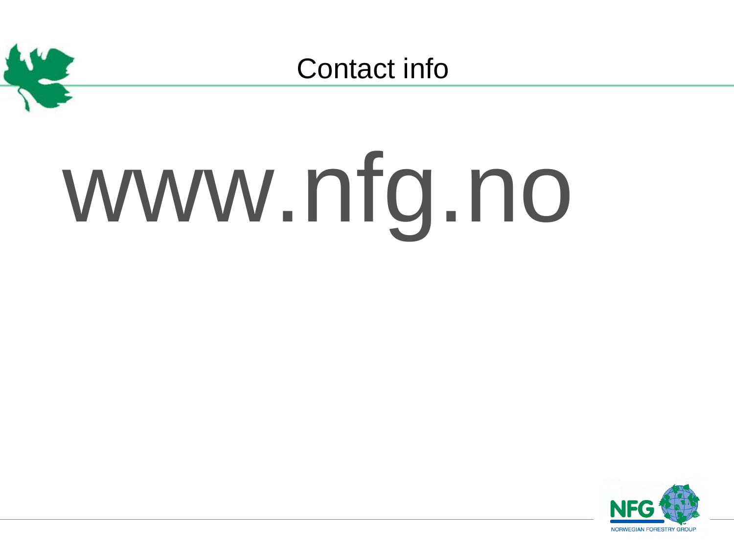# Contact info

www.nfg.no